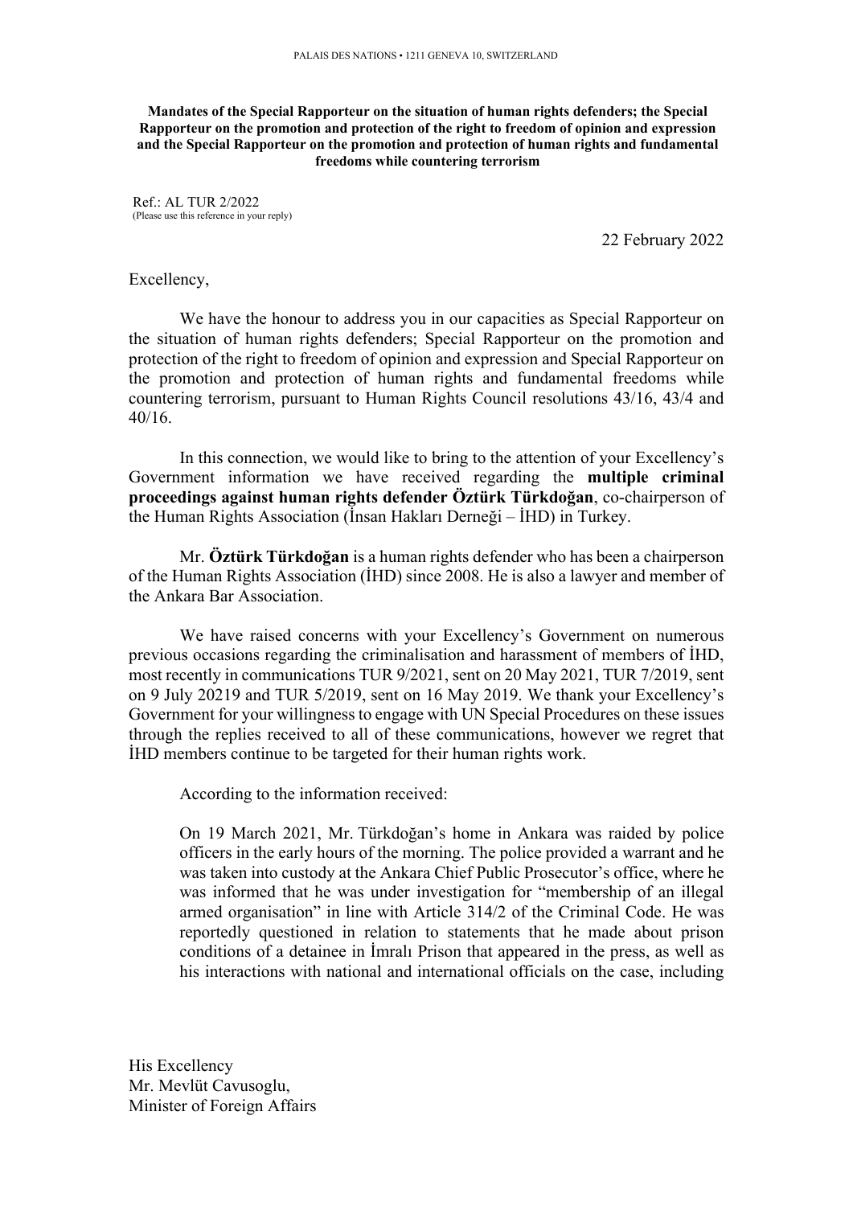PALAIS DES NATIONS • 1211 GENEVA 10, SWITZERLAND

**Mandates of the Special Rapporteur on the situation of human rights defenders; the Special Rapporteur on the promotion and protection of the right to freedom of opinion and expression and the Special Rapporteur on the promotion and protection of human rights and fundamental freedoms while countering terrorism**

Ref.: AL TUR 2/2022
(Please use this reference in your reply)

22 February 2022

Excellency,

We have the honour to address you in our capacities as Special Rapporteur on the situation of human rights defenders; Special Rapporteur on the promotion and protection of the right to freedom of opinion and expression and Special Rapporteur on the promotion and protection of human rights and fundamental freedoms while countering terrorism, pursuant to Human Rights Council resolutions 43/16, 43/4 and 40/16.

In this connection, we would like to bring to the attention of your Excellency's Government information we have received regarding the **multiple criminal proceedings against human rights defender Öztürk Türkdoğan**, co-chairperson of the Human Rights Association (İnsan Hakları Derneği – İHD) in Turkey.

Mr. **Öztürk Türkdoğan** is a human rights defender who has been a chairperson of the Human Rights Association (İHD) since 2008. He is also a lawyer and member of the Ankara Bar Association.

We have raised concerns with your Excellency's Government on numerous previous occasions regarding the criminalisation and harassment of members of İHD, most recently in communications TUR 9/2021, sent on 20 May 2021, TUR 7/2019, sent on 9 July 20219 and TUR 5/2019, sent on 16 May 2019. We thank your Excellency's Government for your willingness to engage with UN Special Procedures on these issues through the replies received to all of these communications, however we regret that İHD members continue to be targeted for their human rights work.

According to the information received:

On 19 March 2021, Mr. Türkdoğan's home in Ankara was raided by police officers in the early hours of the morning. The police provided a warrant and he was taken into custody at the Ankara Chief Public Prosecutor's office, where he was informed that he was under investigation for "membership of an illegal armed organisation" in line with Article 314/2 of the Criminal Code. He was reportedly questioned in relation to statements that he made about prison conditions of a detainee in İmralı Prison that appeared in the press, as well as his interactions with national and international officials on the case, including

His Excellency
Mr. Mevlüt Cavusoglu,
Minister of Foreign Affairs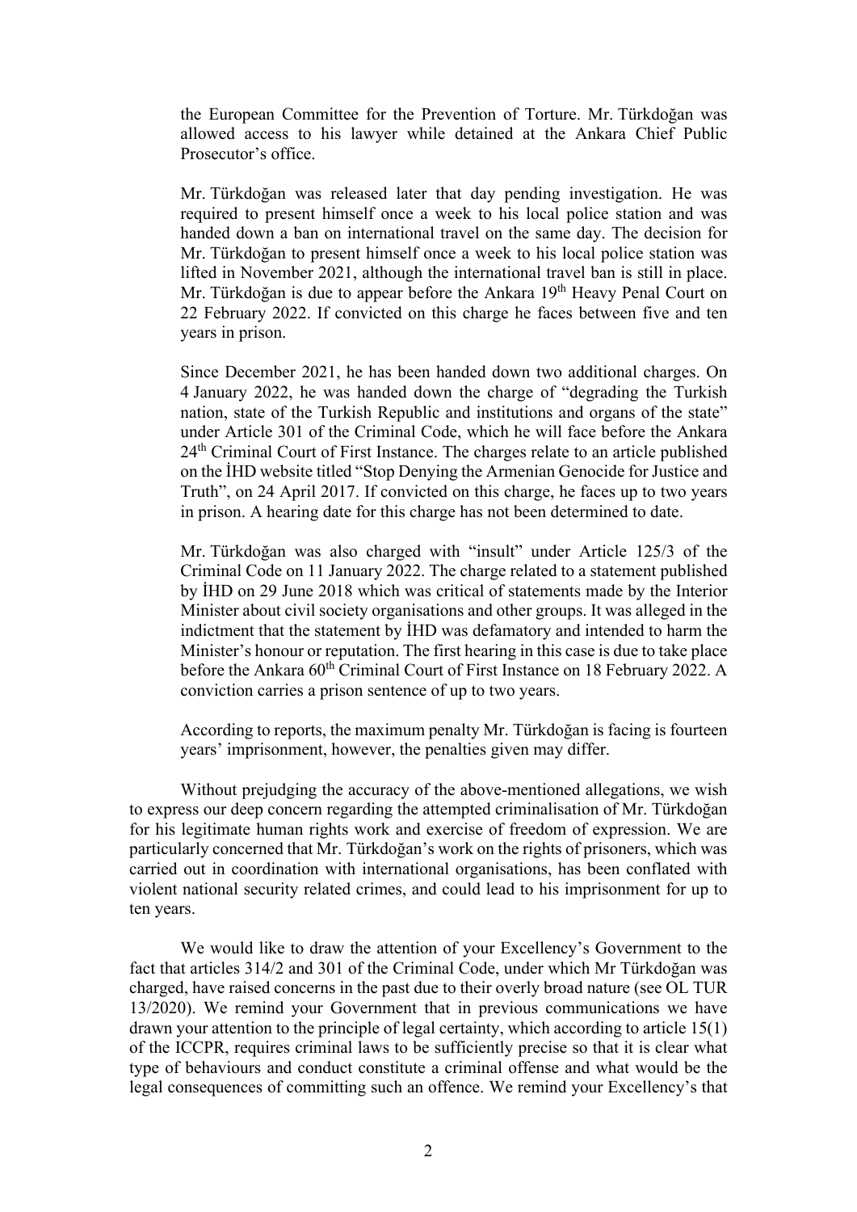the European Committee for the Prevention of Torture. Mr. Türkdoğan was allowed access to his lawyer while detained at the Ankara Chief Public Prosecutor's office.

Mr. Türkdoğan was released later that day pending investigation. He was required to present himself once a week to his local police station and was handed down a ban on international travel on the same day. The decision for Mr. Türkdoğan to present himself once a week to his local police station was lifted in November 2021, although the international travel ban is still in place. Mr. Türkdoğan is due to appear before the Ankara 19th Heavy Penal Court on 22 February 2022. If convicted on this charge he faces between five and ten years in prison.

Since December 2021, he has been handed down two additional charges. On 4 January 2022, he was handed down the charge of "degrading the Turkish nation, state of the Turkish Republic and institutions and organs of the state" under Article 301 of the Criminal Code, which he will face before the Ankara 24th Criminal Court of First Instance. The charges relate to an article published on the İHD website titled "Stop Denying the Armenian Genocide for Justice and Truth", on 24 April 2017. If convicted on this charge, he faces up to two years in prison. A hearing date for this charge has not been determined to date.

Mr. Türkdoğan was also charged with "insult" under Article 125/3 of the Criminal Code on 11 January 2022. The charge related to a statement published by İHD on 29 June 2018 which was critical of statements made by the Interior Minister about civil society organisations and other groups. It was alleged in the indictment that the statement by İHD was defamatory and intended to harm the Minister's honour or reputation. The first hearing in this case is due to take place before the Ankara 60th Criminal Court of First Instance on 18 February 2022. A conviction carries a prison sentence of up to two years.

According to reports, the maximum penalty Mr. Türkdoğan is facing is fourteen years' imprisonment, however, the penalties given may differ.

Without prejudging the accuracy of the above-mentioned allegations, we wish to express our deep concern regarding the attempted criminalisation of Mr. Türkdoğan for his legitimate human rights work and exercise of freedom of expression. We are particularly concerned that Mr. Türkdoğan's work on the rights of prisoners, which was carried out in coordination with international organisations, has been conflated with violent national security related crimes, and could lead to his imprisonment for up to ten years.

We would like to draw the attention of your Excellency's Government to the fact that articles 314/2 and 301 of the Criminal Code, under which Mr Türkdoğan was charged, have raised concerns in the past due to their overly broad nature (see OL TUR 13/2020). We remind your Government that in previous communications we have drawn your attention to the principle of legal certainty, which according to article 15(1) of the ICCPR, requires criminal laws to be sufficiently precise so that it is clear what type of behaviours and conduct constitute a criminal offense and what would be the legal consequences of committing such an offence. We remind your Excellency's that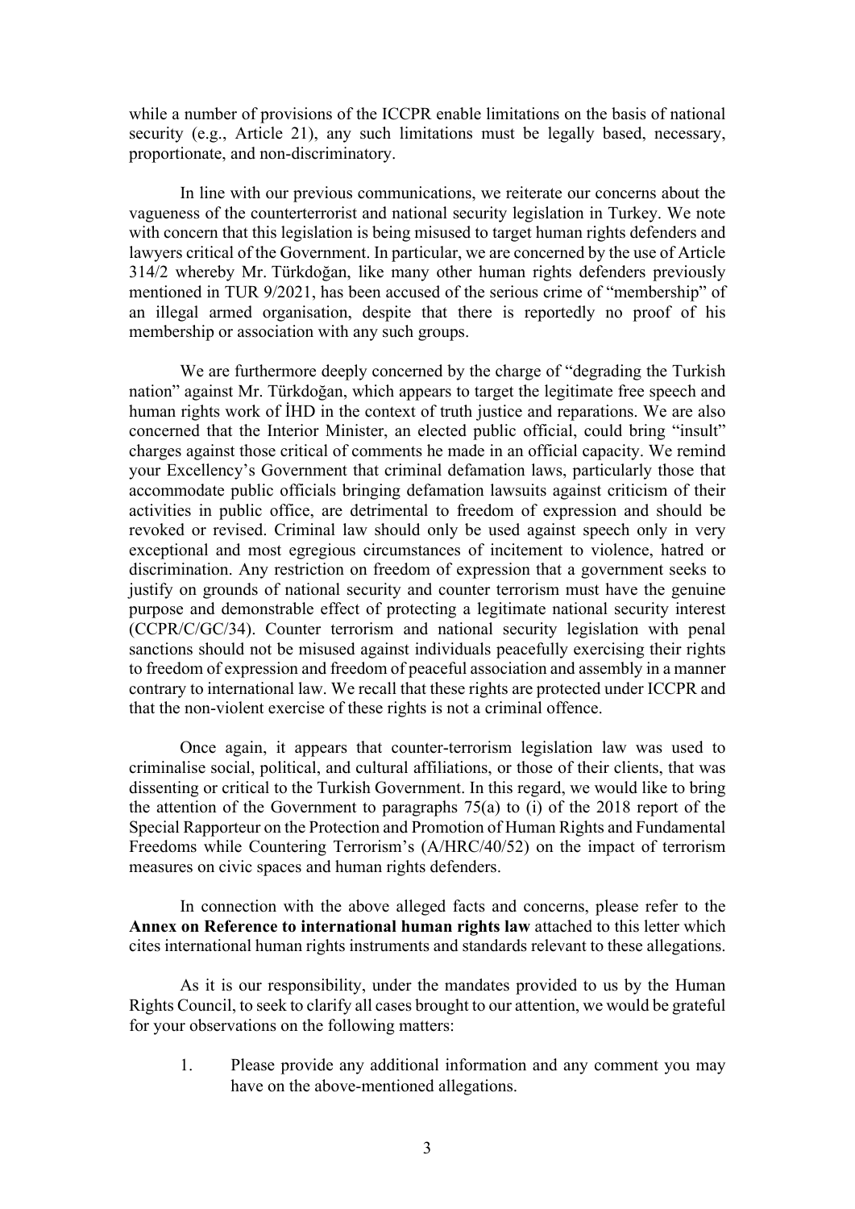while a number of provisions of the ICCPR enable limitations on the basis of national security (e.g., Article 21), any such limitations must be legally based, necessary, proportionate, and non-discriminatory.

In line with our previous communications, we reiterate our concerns about the vagueness of the counterterrorist and national security legislation in Turkey. We note with concern that this legislation is being misused to target human rights defenders and lawyers critical of the Government. In particular, we are concerned by the use of Article 314/2 whereby Mr. Türkdoğan, like many other human rights defenders previously mentioned in TUR 9/2021, has been accused of the serious crime of "membership" of an illegal armed organisation, despite that there is reportedly no proof of his membership or association with any such groups.

We are furthermore deeply concerned by the charge of "degrading the Turkish nation" against Mr. Türkdoğan, which appears to target the legitimate free speech and human rights work of İHD in the context of truth justice and reparations. We are also concerned that the Interior Minister, an elected public official, could bring "insult" charges against those critical of comments he made in an official capacity. We remind your Excellency's Government that criminal defamation laws, particularly those that accommodate public officials bringing defamation lawsuits against criticism of their activities in public office, are detrimental to freedom of expression and should be revoked or revised. Criminal law should only be used against speech only in very exceptional and most egregious circumstances of incitement to violence, hatred or discrimination. Any restriction on freedom of expression that a government seeks to justify on grounds of national security and counter terrorism must have the genuine purpose and demonstrable effect of protecting a legitimate national security interest (CCPR/C/GC/34). Counter terrorism and national security legislation with penal sanctions should not be misused against individuals peacefully exercising their rights to freedom of expression and freedom of peaceful association and assembly in a manner contrary to international law. We recall that these rights are protected under ICCPR and that the non-violent exercise of these rights is not a criminal offence.

Once again, it appears that counter-terrorism legislation law was used to criminalise social, political, and cultural affiliations, or those of their clients, that was dissenting or critical to the Turkish Government. In this regard, we would like to bring the attention of the Government to paragraphs 75(a) to (i) of the 2018 report of the Special Rapporteur on the Protection and Promotion of Human Rights and Fundamental Freedoms while Countering Terrorism's (A/HRC/40/52) on the impact of terrorism measures on civic spaces and human rights defenders.

In connection with the above alleged facts and concerns, please refer to the **Annex on Reference to international human rights law** attached to this letter which cites international human rights instruments and standards relevant to these allegations.

As it is our responsibility, under the mandates provided to us by the Human Rights Council, to seek to clarify all cases brought to our attention, we would be grateful for your observations on the following matters:

1. Please provide any additional information and any comment you may have on the above-mentioned allegations.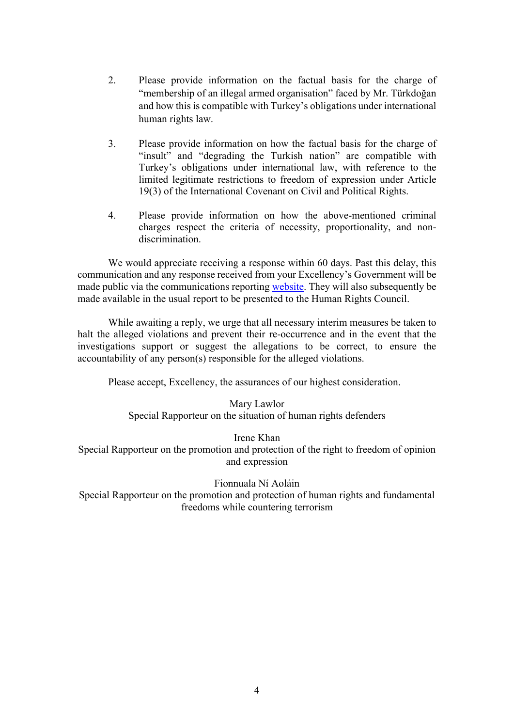2. Please provide information on the factual basis for the charge of "membership of an illegal armed organisation" faced by Mr. Türkdoğan and how this is compatible with Turkey's obligations under international human rights law.

3. Please provide information on how the factual basis for the charge of "insult" and "degrading the Turkish nation" are compatible with Turkey's obligations under international law, with reference to the limited legitimate restrictions to freedom of expression under Article 19(3) of the International Covenant on Civil and Political Rights.

4. Please provide information on how the above-mentioned criminal charges respect the criteria of necessity, proportionality, and non-discrimination.

We would appreciate receiving a response within 60 days. Past this delay, this communication and any response received from your Excellency's Government will be made public via the communications reporting website. They will also subsequently be made available in the usual report to be presented to the Human Rights Council.

While awaiting a reply, we urge that all necessary interim measures be taken to halt the alleged violations and prevent their re-occurrence and in the event that the investigations support or suggest the allegations to be correct, to ensure the accountability of any person(s) responsible for the alleged violations.

Please accept, Excellency, the assurances of our highest consideration.

Mary Lawlor
Special Rapporteur on the situation of human rights defenders

Irene Khan
Special Rapporteur on the promotion and protection of the right to freedom of opinion and expression

Fionnuala Ní Aoláin
Special Rapporteur on the promotion and protection of human rights and fundamental freedoms while countering terrorism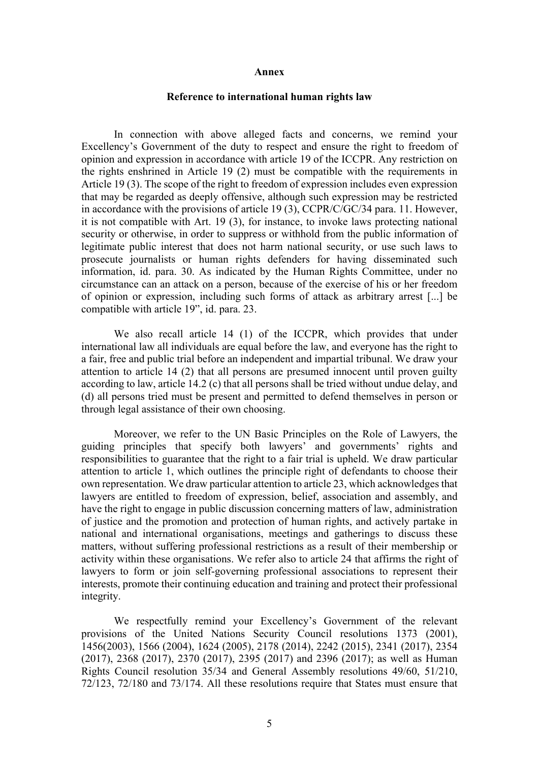**Annex**

**Reference to international human rights law**

In connection with above alleged facts and concerns, we remind your Excellency's Government of the duty to respect and ensure the right to freedom of opinion and expression in accordance with article 19 of the ICCPR. Any restriction on the rights enshrined in Article 19 (2) must be compatible with the requirements in Article 19 (3). The scope of the right to freedom of expression includes even expression that may be regarded as deeply offensive, although such expression may be restricted in accordance with the provisions of article 19 (3), CCPR/C/GC/34 para. 11. However, it is not compatible with Art. 19 (3), for instance, to invoke laws protecting national security or otherwise, in order to suppress or withhold from the public information of legitimate public interest that does not harm national security, or use such laws to prosecute journalists or human rights defenders for having disseminated such information, id. para. 30. As indicated by the Human Rights Committee, under no circumstance can an attack on a person, because of the exercise of his or her freedom of opinion or expression, including such forms of attack as arbitrary arrest [...] be compatible with article 19", id. para. 23.

We also recall article 14 (1) of the ICCPR, which provides that under international law all individuals are equal before the law, and everyone has the right to a fair, free and public trial before an independent and impartial tribunal. We draw your attention to article 14 (2) that all persons are presumed innocent until proven guilty according to law, article 14.2 (c) that all persons shall be tried without undue delay, and (d) all persons tried must be present and permitted to defend themselves in person or through legal assistance of their own choosing.

Moreover, we refer to the UN Basic Principles on the Role of Lawyers, the guiding principles that specify both lawyers' and governments' rights and responsibilities to guarantee that the right to a fair trial is upheld. We draw particular attention to article 1, which outlines the principle right of defendants to choose their own representation. We draw particular attention to article 23, which acknowledges that lawyers are entitled to freedom of expression, belief, association and assembly, and have the right to engage in public discussion concerning matters of law, administration of justice and the promotion and protection of human rights, and actively partake in national and international organisations, meetings and gatherings to discuss these matters, without suffering professional restrictions as a result of their membership or activity within these organisations. We refer also to article 24 that affirms the right of lawyers to form or join self-governing professional associations to represent their interests, promote their continuing education and training and protect their professional integrity.

We respectfully remind your Excellency's Government of the relevant provisions of the United Nations Security Council resolutions 1373 (2001), 1456(2003), 1566 (2004), 1624 (2005), 2178 (2014), 2242 (2015), 2341 (2017), 2354 (2017), 2368 (2017), 2370 (2017), 2395 (2017) and 2396 (2017); as well as Human Rights Council resolution 35/34 and General Assembly resolutions 49/60, 51/210, 72/123, 72/180 and 73/174. All these resolutions require that States must ensure that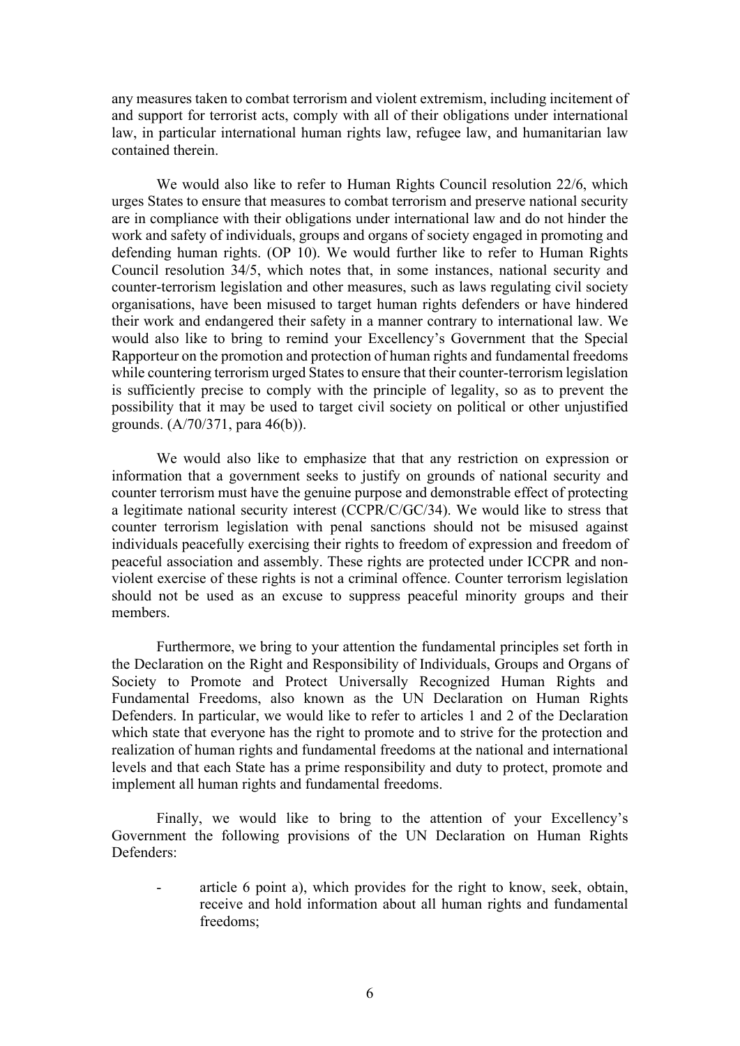any measures taken to combat terrorism and violent extremism, including incitement of and support for terrorist acts, comply with all of their obligations under international law, in particular international human rights law, refugee law, and humanitarian law contained therein.

We would also like to refer to Human Rights Council resolution 22/6, which urges States to ensure that measures to combat terrorism and preserve national security are in compliance with their obligations under international law and do not hinder the work and safety of individuals, groups and organs of society engaged in promoting and defending human rights. (OP 10). We would further like to refer to Human Rights Council resolution 34/5, which notes that, in some instances, national security and counter-terrorism legislation and other measures, such as laws regulating civil society organisations, have been misused to target human rights defenders or have hindered their work and endangered their safety in a manner contrary to international law. We would also like to bring to remind your Excellency's Government that the Special Rapporteur on the promotion and protection of human rights and fundamental freedoms while countering terrorism urged States to ensure that their counter-terrorism legislation is sufficiently precise to comply with the principle of legality, so as to prevent the possibility that it may be used to target civil society on political or other unjustified grounds. (A/70/371, para 46(b)).

We would also like to emphasize that that any restriction on expression or information that a government seeks to justify on grounds of national security and counter terrorism must have the genuine purpose and demonstrable effect of protecting a legitimate national security interest (CCPR/C/GC/34). We would like to stress that counter terrorism legislation with penal sanctions should not be misused against individuals peacefully exercising their rights to freedom of expression and freedom of peaceful association and assembly. These rights are protected under ICCPR and non-violent exercise of these rights is not a criminal offence. Counter terrorism legislation should not be used as an excuse to suppress peaceful minority groups and their members.

Furthermore, we bring to your attention the fundamental principles set forth in the Declaration on the Right and Responsibility of Individuals, Groups and Organs of Society to Promote and Protect Universally Recognized Human Rights and Fundamental Freedoms, also known as the UN Declaration on Human Rights Defenders. In particular, we would like to refer to articles 1 and 2 of the Declaration which state that everyone has the right to promote and to strive for the protection and realization of human rights and fundamental freedoms at the national and international levels and that each State has a prime responsibility and duty to protect, promote and implement all human rights and fundamental freedoms.

Finally, we would like to bring to the attention of your Excellency's Government the following provisions of the UN Declaration on Human Rights Defenders:

- article 6 point a), which provides for the right to know, seek, obtain, receive and hold information about all human rights and fundamental freedoms;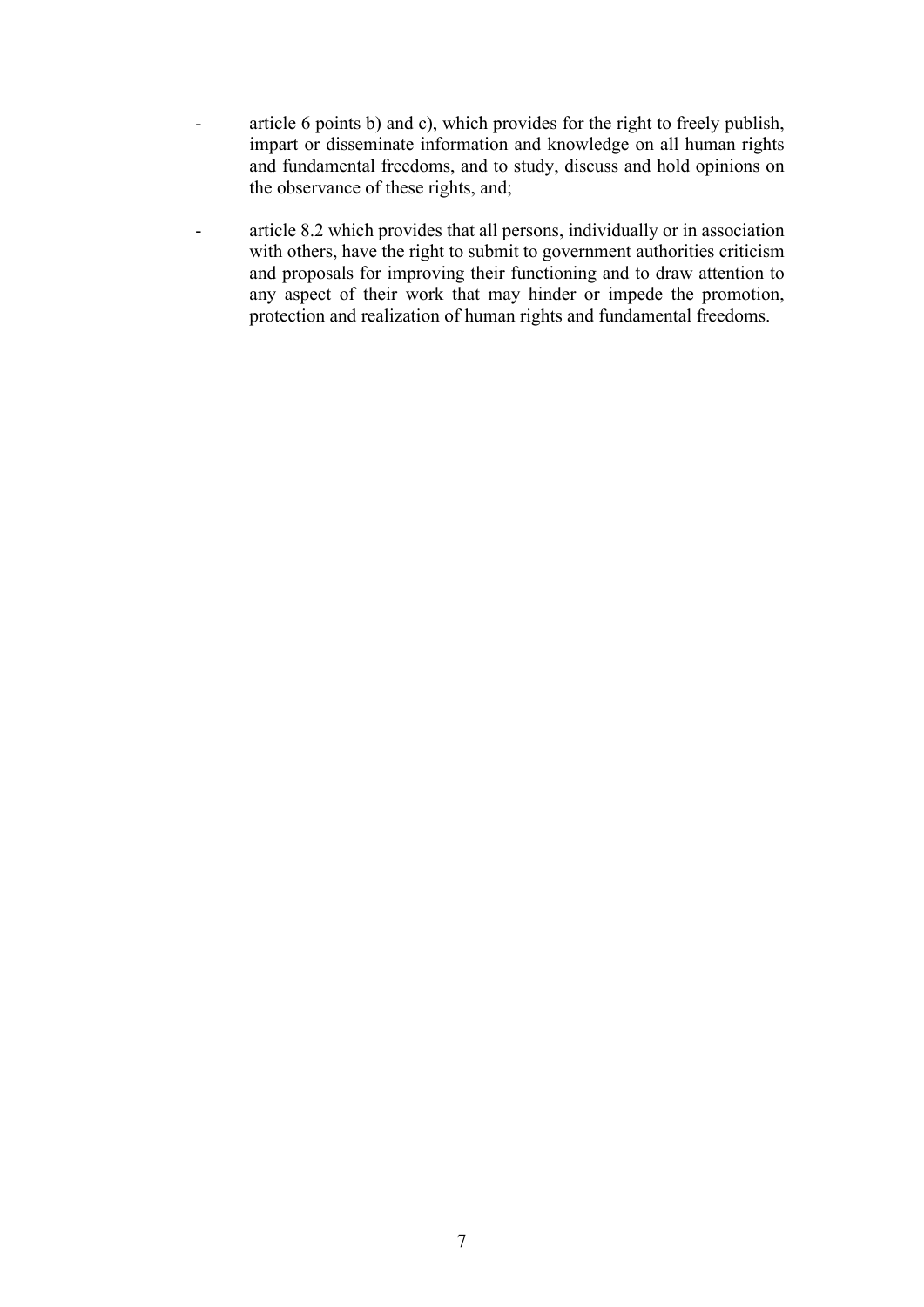- article 6 points b) and c), which provides for the right to freely publish, impart or disseminate information and knowledge on all human rights and fundamental freedoms, and to study, discuss and hold opinions on the observance of these rights, and;

- article 8.2 which provides that all persons, individually or in association with others, have the right to submit to government authorities criticism and proposals for improving their functioning and to draw attention to any aspect of their work that may hinder or impede the promotion, protection and realization of human rights and fundamental freedoms.